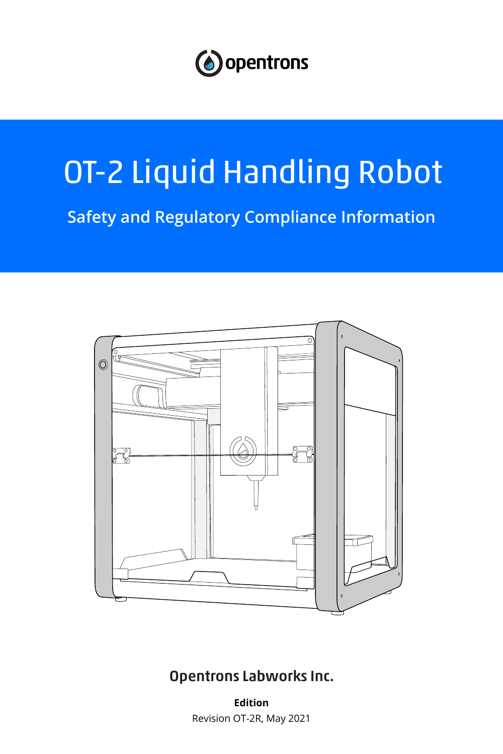opentrons

# OT-2 Liquid Handling Robot

## Safety and Regulatory Compliance Information

**Opentrons Labworks Inc.**

**Edition**

Revision OT-2R, May 2021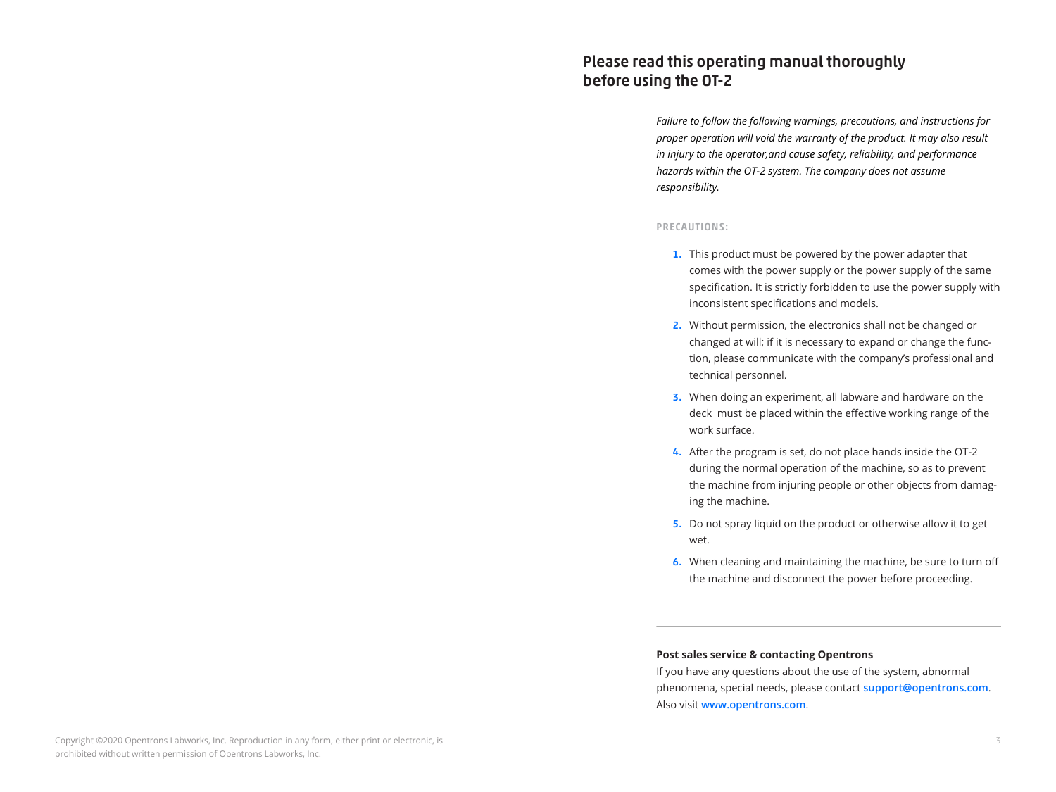# Please read this operating manual thoroughly before using the OT-2

*Failure to follow the following warnings, precautions, and instructions for proper operation will void the warranty of the product. It may also result in injury to the operator,and cause safety, reliability, and performance hazards within the OT-2 system. The company does not assume responsibility.*

**PRECAUTIONS:**

1. This product must be powered by the power adapter that comes with the power supply or the power supply of the same specification. It is strictly forbidden to use the power supply with inconsistent specifications and models.
2. Without permission, the electronics shall not be changed or changed at will; if it is necessary to expand or change the function, please communicate with the company's professional and technical personnel.
3. When doing an experiment, all labware and hardware on the deck must be placed within the effective working range of the work surface.
4. After the program is set, do not place hands inside the OT-2 during the normal operation of the machine, so as to prevent the machine from injuring people or other objects from damaging the machine.
5. Do not spray liquid on the product or otherwise allow it to get wet.
6. When cleaning and maintaining the machine, be sure to turn off the machine and disconnect the power before proceeding.

---

**Post sales service & contacting Opentrons**

If you have any questions about the use of the system, abnormal phenomena, special needs, please contact **support@opentrons.com**. Also visit **www.opentrons.com**.

Copyright ©2020 Opentrons Labworks, Inc. Reproduction in any form, either print or electronic, is prohibited without written permission of Opentrons Labworks, Inc.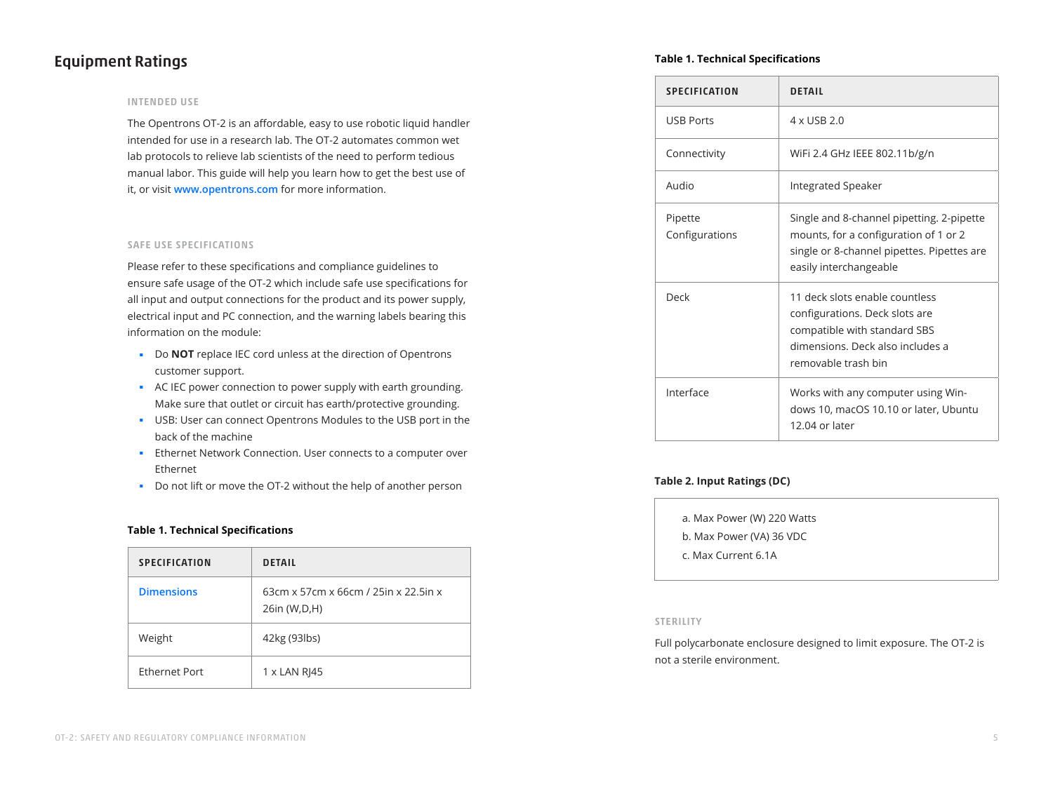# Equipment Ratings

### INTENDED USE

The Opentrons OT-2 is an affordable, easy to use robotic liquid handler intended for use in a research lab. The OT-2 automates common wet lab protocols to relieve lab scientists of the need to perform tedious manual labor. This guide will help you learn how to get the best use of it, or visit www.opentrons.com for more information.

### SAFE USE SPECIFICATIONS

Please refer to these specifications and compliance guidelines to ensure safe usage of the OT-2 which include safe use specifications for all input and output connections for the product and its power supply, electrical input and PC connection, and the warning labels bearing this information on the module:

- Do **NOT** replace IEC cord unless at the direction of Opentrons customer support.
- AC IEC power connection to power supply with earth grounding. Make sure that outlet or circuit has earth/protective grounding.
- USB: User can connect Opentrons Modules to the USB port in the back of the machine
- Ethernet Network Connection. User connects to a computer over Ethernet
- Do not lift or move the OT-2 without the help of another person

**Table 1. Technical Specifications**

| SPECIFICATION | DETAIL |
|---|---|
| Dimensions | 63cm x 57cm x 66cm / 25in x 22.5in x 26in (W,D,H) |
| Weight | 42kg (93lbs) |
| Ethernet Port | 1 x LAN RJ45 |
| USB Ports | 4 x USB 2.0 |
| Connectivity | WiFi 2.4 GHz IEEE 802.11b/g/n |
| Audio | Integrated Speaker |
| Pipette Configurations | Single and 8-channel pipetting. 2-pipette mounts, for a configuration of 1 or 2 single or 8-channel pipettes. Pipettes are easily interchangeable |
| Deck | 11 deck slots enable countless configurations. Deck slots are compatible with standard SBS dimensions. Deck also includes a removable trash bin |
| Interface | Works with any computer using Windows 10, macOS 10.10 or later, Ubuntu 12.04 or later |

**Table 2. Input Ratings (DC)**

a. Max Power (W) 220 Watts
b. Max Power (VA) 36 VDC
c. Max Current 6.1A

### STERILITY

Full polycarbonate enclosure designed to limit exposure. The OT-2 is not a sterile environment.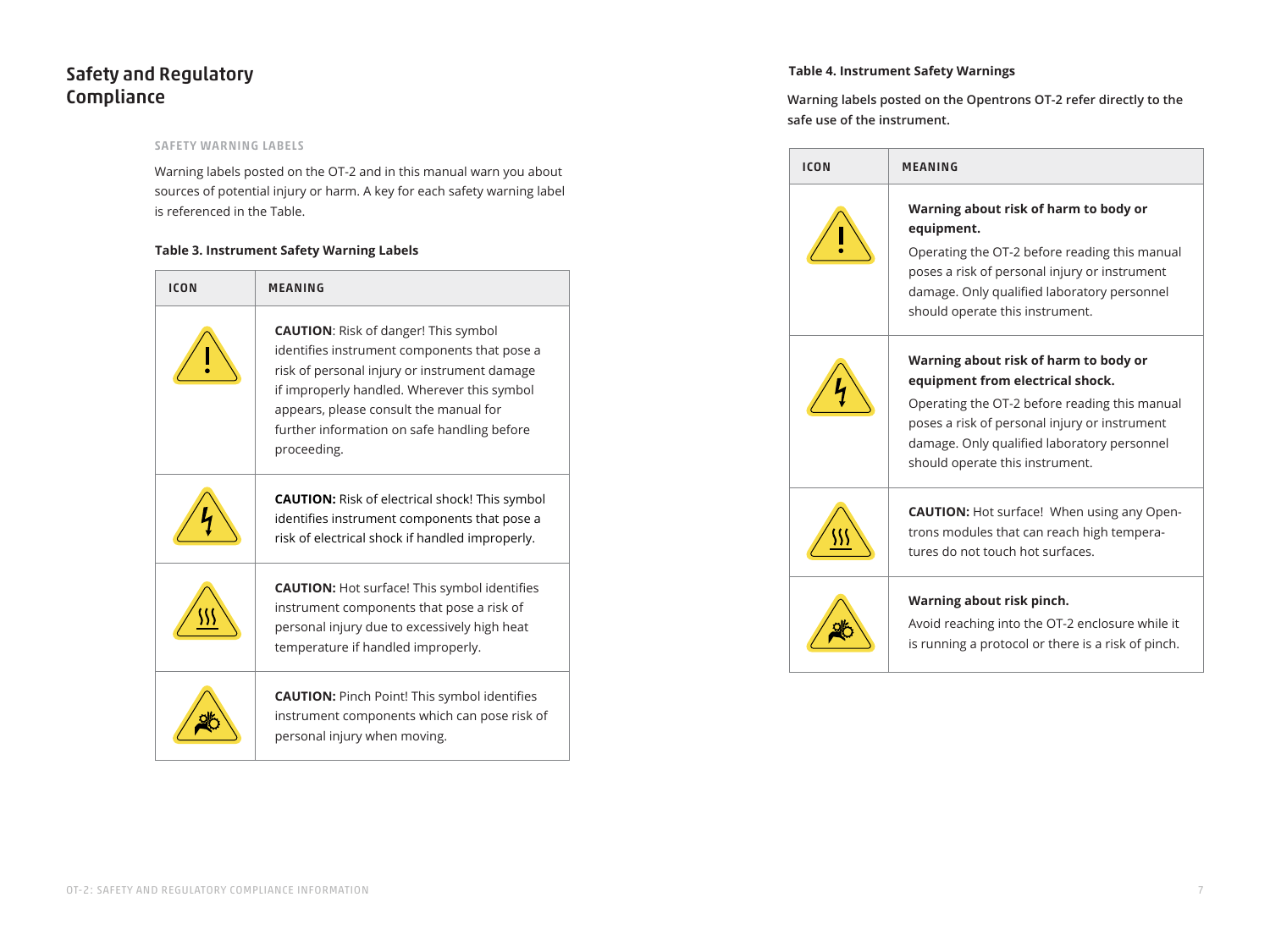## Safety and Regulatory Compliance

### SAFETY WARNING LABELS

Warning labels posted on the OT-2 and in this manual warn you about sources of potential injury or harm. A key for each safety warning label is referenced in the Table.

**Table 3. Instrument Safety Warning Labels**

| ICON | MEANING |
|---|---|
| | **CAUTION**: Risk of danger! This symbol identifies instrument components that pose a risk of personal injury or instrument damage if improperly handled. Wherever this symbol appears, please consult the manual for further information on safe handling before proceeding. |
| | **CAUTION:** Risk of electrical shock! This symbol identifies instrument components that pose a risk of electrical shock if handled improperly. |
| | **CAUTION:** Hot surface! This symbol identifies instrument components that pose a risk of personal injury due to excessively high heat temperature if handled improperly. |
| | **CAUTION:** Pinch Point! This symbol identifies instrument components which can pose risk of personal injury when moving. |

**Table 4. Instrument Safety Warnings**

**Warning labels posted on the Opentrons OT-2 refer directly to the safe use of the instrument.**

| ICON | MEANING |
|---|---|
| | **Warning about risk of harm to body or equipment.** Operating the OT-2 before reading this manual poses a risk of personal injury or instrument damage. Only qualified laboratory personnel should operate this instrument. |
| | **Warning about risk of harm to body or equipment from electrical shock.** Operating the OT-2 before reading this manual poses a risk of personal injury or instrument damage. Only qualified laboratory personnel should operate this instrument. |
| | **CAUTION:** Hot surface! When using any Opentrons modules that can reach high temperatures do not touch hot surfaces. |
| | **Warning about risk pinch.** Avoid reaching into the OT-2 enclosure while it is running a protocol or there is a risk of pinch. |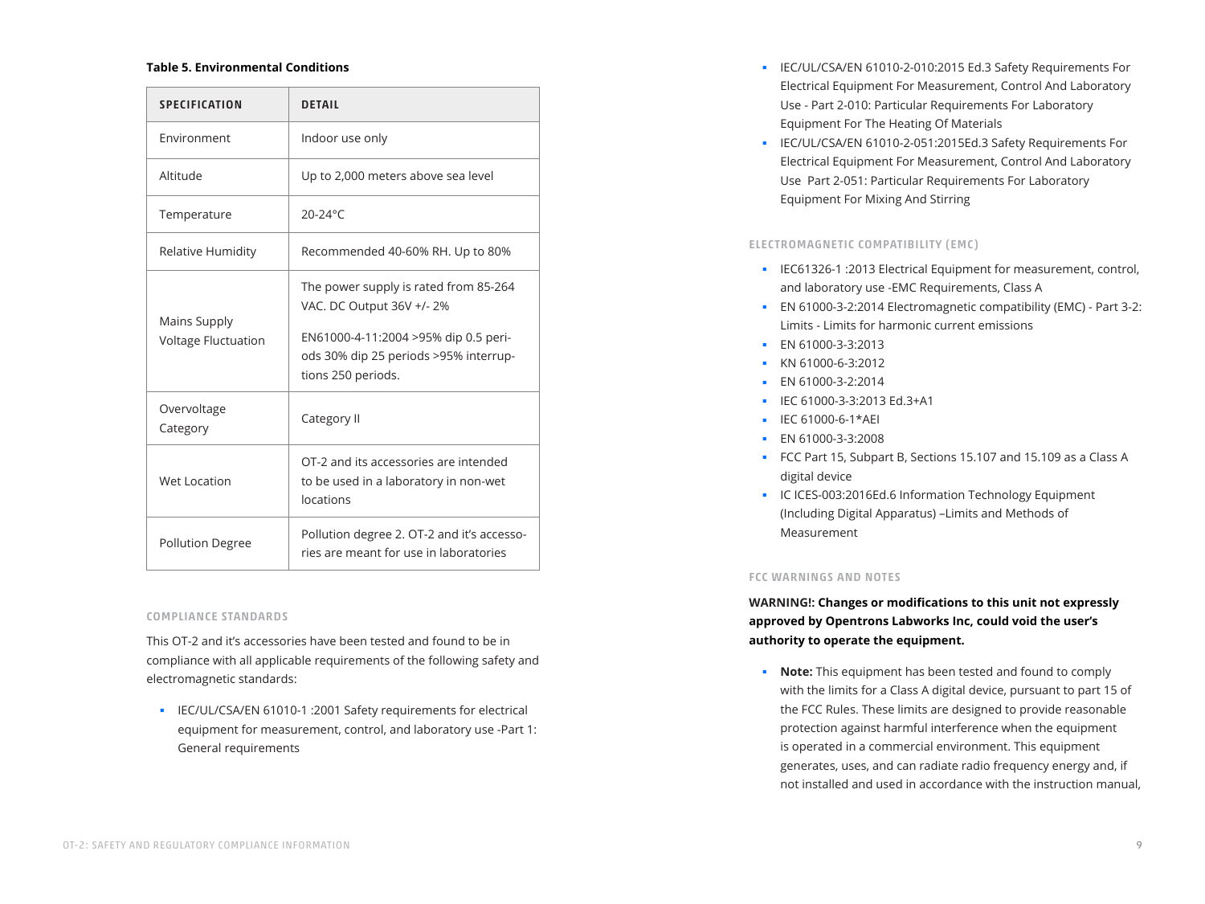**Table 5. Environmental Conditions**

| SPECIFICATION | DETAIL |
| --- | --- |
| Environment | Indoor use only |
| Altitude | Up to 2,000 meters above sea level |
| Temperature | 20-24°C |
| Relative Humidity | Recommended 40-60% RH. Up to 80% |
| Mains Supply Voltage Fluctuation | The power supply is rated from 85-264 VAC. DC Output 36V +/- 2%<br><br>EN61000-4-11:2004 >95% dip 0.5 periods 30% dip 25 periods >95% interruptions 250 periods. |
| Overvoltage Category | Category II |
| Wet Location | OT-2 and its accessories are intended to be used in a laboratory in non-wet locations |
| Pollution Degree | Pollution degree 2. OT-2 and it's accessories are meant for use in laboratories |

### COMPLIANCE STANDARDS

This OT-2 and it's accessories have been tested and found to be in compliance with all applicable requirements of the following safety and electromagnetic standards:

- IEC/UL/CSA/EN 61010-1 :2001 Safety requirements for electrical equipment for measurement, control, and laboratory use -Part 1: General requirements
- IEC/UL/CSA/EN 61010-2-010:2015 Ed.3 Safety Requirements For Electrical Equipment For Measurement, Control And Laboratory Use - Part 2-010: Particular Requirements For Laboratory Equipment For The Heating Of Materials
- IEC/UL/CSA/EN 61010-2-051:2015Ed.3 Safety Requirements For Electrical Equipment For Measurement, Control And Laboratory Use Part 2-051: Particular Requirements For Laboratory Equipment For Mixing And Stirring

### ELECTROMAGNETIC COMPATIBILITY (EMC)

- IEC61326-1 :2013 Electrical Equipment for measurement, control, and laboratory use -EMC Requirements, Class A
- EN 61000-3-2:2014 Electromagnetic compatibility (EMC) - Part 3-2: Limits - Limits for harmonic current emissions
- EN 61000-3-3:2013
- KN 61000-6-3:2012
- EN 61000-3-2:2014
- IEC 61000-3-3:2013 Ed.3+A1
- IEC 61000-6-1*AEI
- EN 61000-3-3:2008
- FCC Part 15, Subpart B, Sections 15.107 and 15.109 as a Class A digital device
- IC ICES-003:2016Ed.6 Information Technology Equipment (Including Digital Apparatus) –Limits and Methods of Measurement

### FCC WARNINGS AND NOTES

**WARNING!: Changes or modifications to this unit not expressly approved by Opentrons Labworks Inc, could void the user's authority to operate the equipment.**

- **Note:** This equipment has been tested and found to comply with the limits for a Class A digital device, pursuant to part 15 of the FCC Rules. These limits are designed to provide reasonable protection against harmful interference when the equipment is operated in a commercial environment. This equipment generates, uses, and can radiate radio frequency energy and, if not installed and used in accordance with the instruction manual,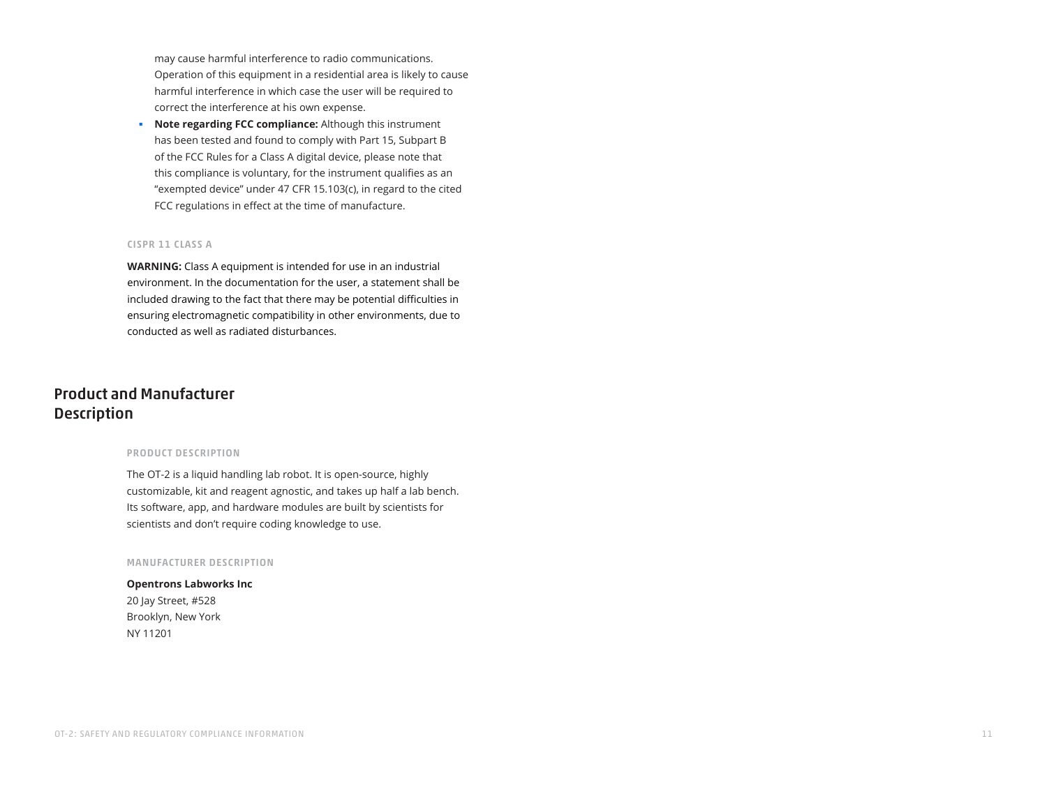may cause harmful interference to radio communications. Operation of this equipment in a residential area is likely to cause harmful interference in which case the user will be required to correct the interference at his own expense.

- **Note regarding FCC compliance:** Although this instrument has been tested and found to comply with Part 15, Subpart B of the FCC Rules for a Class A digital device, please note that this compliance is voluntary, for the instrument qualifies as an "exempted device" under 47 CFR 15.103(c), in regard to the cited FCC regulations in effect at the time of manufacture.

### CISPR 11 CLASS A

**WARNING:** Class A equipment is intended for use in an industrial environment. In the documentation for the user, a statement shall be included drawing to the fact that there may be potential difficulties in ensuring electromagnetic compatibility in other environments, due to conducted as well as radiated disturbances.

## Product and Manufacturer Description

### PRODUCT DESCRIPTION

The OT-2 is a liquid handling lab robot. It is open-source, highly customizable, kit and reagent agnostic, and takes up half a lab bench. Its software, app, and hardware modules are built by scientists for scientists and don't require coding knowledge to use.

### MANUFACTURER DESCRIPTION

**Opentrons Labworks Inc**
20 Jay Street, #528
Brooklyn, New York
NY 11201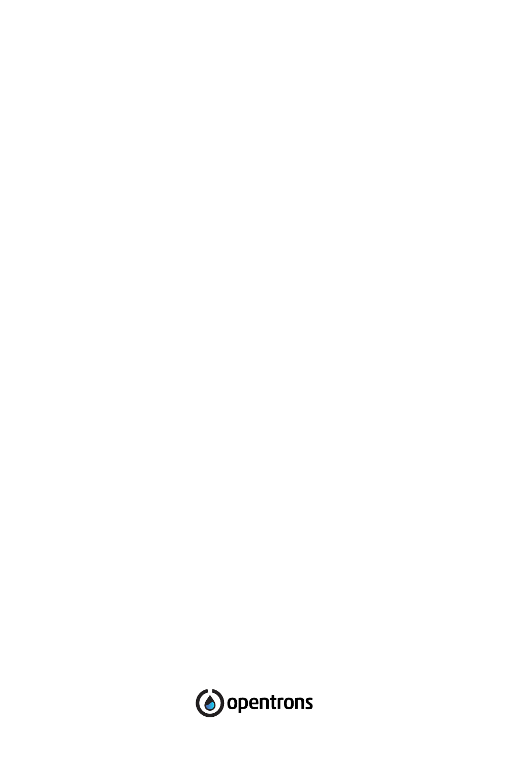opentrons